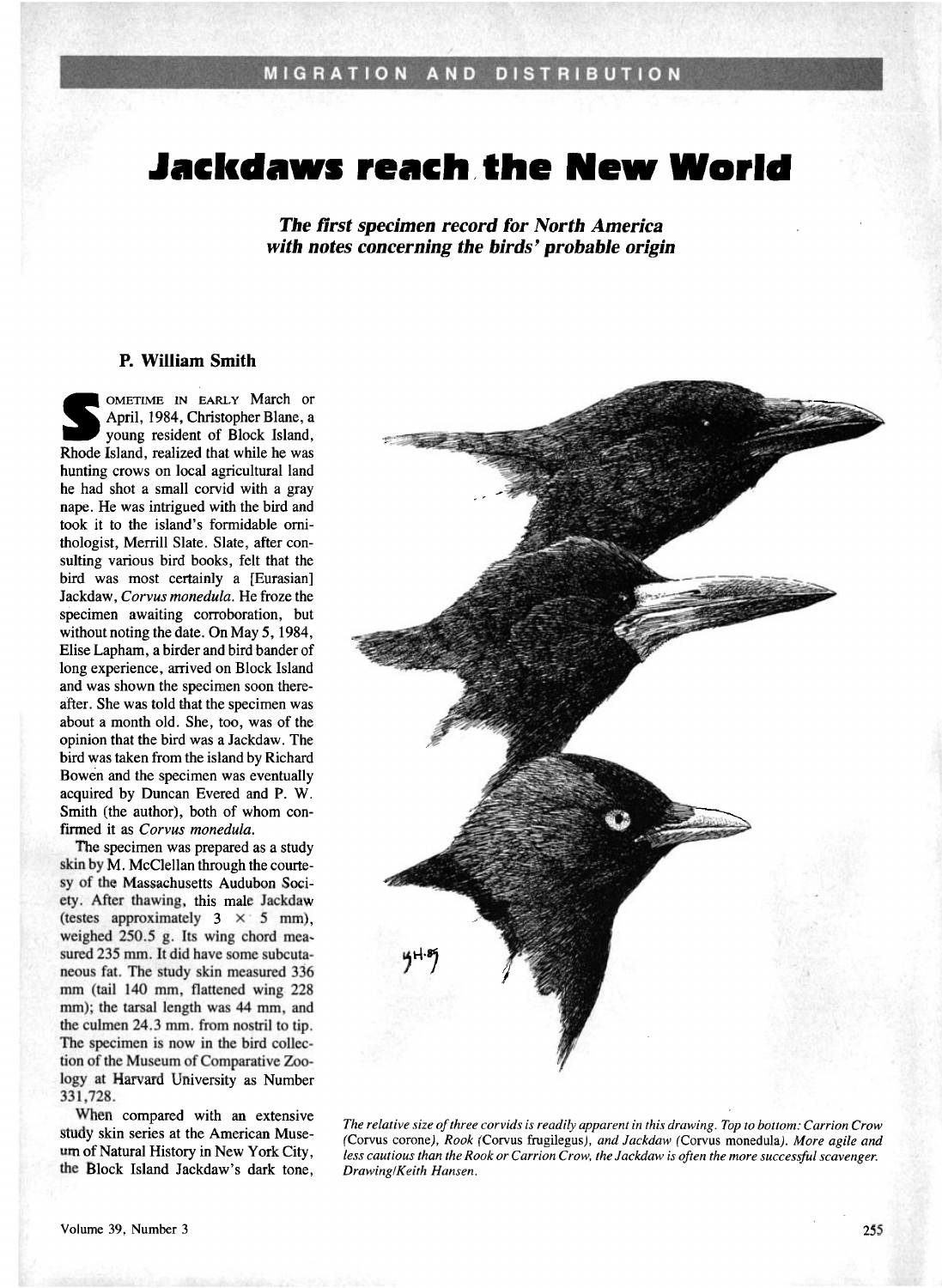MIGRATION AND DISTRIBUTION

# Jackdaws reach the New World

***The first specimen record for North America with notes concerning the birds' probable origin***

**P. William Smith**

SOMETIME IN EARLY March or April, 1984, Christopher Blane, a young resident of Block Island, Rhode Island, realized that while he was hunting crows on local agricultural land he had shot a small corvid with a gray nape. He was intrigued with the bird and took it to the island's formidable ornithologist, Merrill Slate. Slate, after consulting various bird books, felt that the bird was most certainly a [Eurasian] Jackdaw, *Corvus monedula*. He froze the specimen awaiting corroboration, but without noting the date. On May 5, 1984, Elise Lapham, a birder and bird bander of long experience, arrived on Block Island and was shown the specimen soon thereafter. She was told that the specimen was about a month old. She, too, was of the opinion that the bird was a Jackdaw. The bird was taken from the island by Richard Bowen and the specimen was eventually acquired by Duncan Evered and P. W. Smith (the author), both of whom confirmed it as *Corvus monedula*.

The specimen was prepared as a study skin by M. McClellan through the courtesy of the Massachusetts Audubon Society. After thawing, this male Jackdaw (testes approximately 3 × 5 mm), weighed 250.5 g. Its wing chord measured 235 mm. It did have some subcutaneous fat. The study skin measured 336 mm (tail 140 mm, flattened wing 228 mm); the tarsal length was 44 mm, and the culmen 24.3 mm. from nostril to tip. The specimen is now in the bird collection of the Museum of Comparative Zoology at Harvard University as Number 331,728.

When compared with an extensive study skin series at the American Museum of Natural History in New York City, the Block Island Jackdaw's dark tone,

*The relative size of three corvids is readily apparent in this drawing. Top to bottom: Carrion Crow (*Corvus corone*), Rook (*Corvus frugilegus*), and Jackdaw (*Corvus monedula*). More agile and less cautious than the Rook or Carrion Crow, the Jackdaw is often the more successful scavenger. Drawing/Keith Hansen.*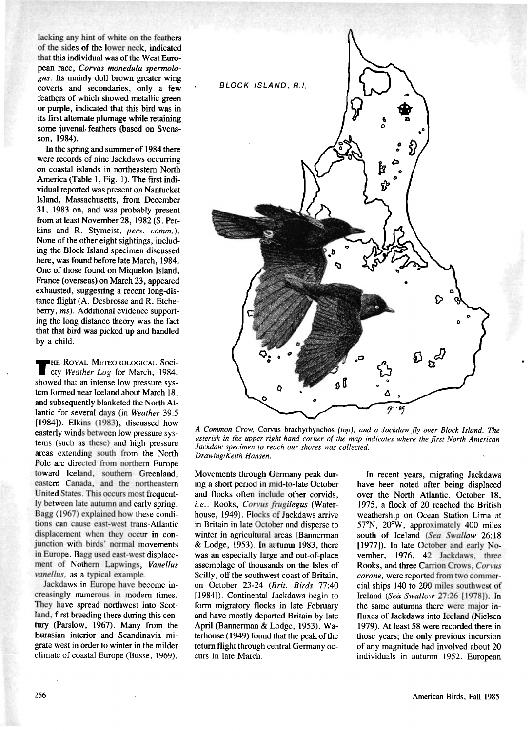lacking any hint of white on the feathers of the sides of the lower neck, indicated that this individual was of the West European race, *Corvus monedula spermologus*. Its mainly dull brown greater wing coverts and secondaries, only a few feathers of which showed metallic green or purple, indicated that this bird was in its first alternate plumage while retaining some juvenal feathers (based on Svensson, 1984).

In the spring and summer of 1984 there were records of nine Jackdaws occurring on coastal islands in northeastern North America (Table 1, Fig. 1). The first individual reported was present on Nantucket Island, Massachusetts, from December 31, 1983 on, and was probably present from at least November 28, 1982 (S. Perkins and R. Stymeist, *pers. comm.*). None of the other eight sightings, including the Block Island specimen discussed here, was found before late March, 1984. One of those found on Miquelon Island, France (overseas) on March 23, appeared exhausted, suggesting a recent long-distance flight (A. Desbrosse and R. Etcheberry, *ms*). Additional evidence supporting the long distance theory was the fact that that bird was picked up and handled by a child.

THE ROYAL METEOROLOGICAL Society *Weather Log* for March, 1984, showed that an intense low pressure system formed near Iceland about March 18, and subsequently blanketed the North Atlantic for several days (in *Weather* 39:5 [1984]). Elkins (1983), discussed how easterly winds between low pressure systems (such as these) and high pressure areas extending south from the North Pole are directed from northern Europe toward Iceland, southern Greenland, eastern Canada, and the northeastern United States. This occurs most frequently between late autumn and early spring. Bagg (1967) explained how these conditions can cause east-west trans-Atlantic displacement when they occur in conjunction with birds' normal movements in Europe. Bagg used east-west displacement of Nothern Lapwings, *Vanellus vanellus*, as a typical example.

Jackdaws in Europe have become increasingly numerous in modern times. They have spread northwest into Scotland, first breeding there during this century (Parslow, 1967). Many from the Eurasian interior and Scandinavia migrate west in order to winter in the milder climate of coastal Europe (Busse, 1969). Movements through Germany peak during a short period in mid-to-late October and flocks often include other corvids, *i.e.*, Rooks, *Corvus frugilegus* (Waterhouse, 1949). Flocks of Jackdaws arrive in Britain in late October and disperse to winter in agricultural areas (Bannerman & Lodge, 1953). In autumn 1983, there was an especially large and out-of-place assemblage of thousands on the Isles of Scilly, off the southwest coast of Britain, on October 23-24 (*Brit. Birds* 77:40 [1984]). Continental Jackdaws begin to form migratory flocks in late February and have mostly departed Britain by late April (Bannerman & Lodge, 1953). Waterhouse (1949) found that the peak of the return flight through central Germany occurs in late March.

In recent years, migrating Jackdaws have been noted after being displaced over the North Atlantic. October 18, 1975, a flock of 20 reached the British weathership on Ocean Station Lima at 57°N, 20°W, approximately 400 miles south of Iceland (*Sea Swallow* 26:18 [1977]). In late October and early November, 1976, 42 Jackdaws, three Rooks, and three Carrion Crows, *Corvus corone*, were reported from two commercial ships 140 to 200 miles southwest of Ireland (*Sea Swallow* 27:26 [1978]). In the same autumns there were major influxes of Jackdaws into Iceland (Nielsen 1979). At least 58 were recorded there in those years; the only previous incursion of any magnitude had involved about 20 individuals in autumn 1952. European

*A Common Crow,* Corvus brachyrhynchos *(top), and a Jackdaw fly over Block Island. The asterisk in the upper-right-hand corner of the map indicates where the first North American Jackdaw specimen to reach our shores was collected.*
*Drawing/Keith Hansen.*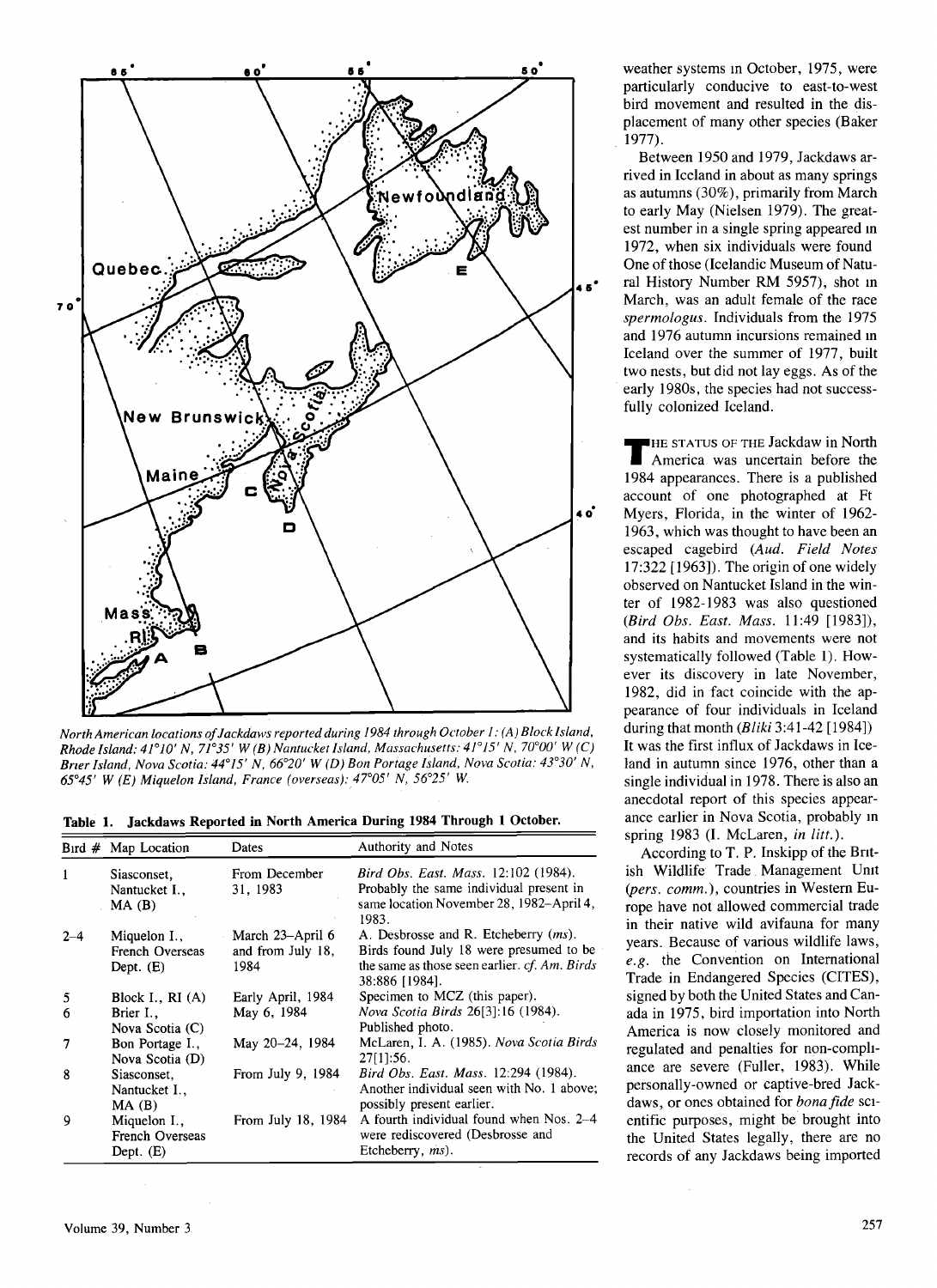North American locations of Jackdaws reported during 1984 through October 1: (A) Block Island, Rhode Island: 41°10' N, 71°35' W (B) Nantucket Island, Massachusetts: 41°15' N, 70°00' W (C) Brier Island, Nova Scotia: 44°15' N, 66°20' W (D) Bon Portage Island, Nova Scotia: 43°30' N, 65°45' W (E) Miquelon Island, France (overseas): 47°05' N, 56°25' W.

**Table 1. Jackdaws Reported in North America During 1984 Through 1 October.**

| Bird # | Map Location | Dates | Authority and Notes |
|---|---|---|---|
| 1 | Siasconset, Nantucket I., MA (B) | From December 31, 1983 | *Bird Obs. East. Mass.* 12:102 (1984). Probably the same individual present in same location November 28, 1982–April 4, 1983. |
| 2–4 | Miquelon I., French Overseas Dept. (E) | March 23–April 6 and from July 18, 1984 | A. Desbrosse and R. Etcheberry (*ms*). Birds found July 18 were presumed to be the same as those seen earlier. *cf. Am. Birds* 38:886 [1984]. |
| 5 | Block I., RI (A) | Early April, 1984 | Specimen to MCZ (this paper). |
| 6 | Brier I., Nova Scotia (C) | May 6, 1984 | *Nova Scotia Birds* 26[3]:16 (1984). Published photo. |
| 7 | Bon Portage I., Nova Scotia (D) | May 20–24, 1984 | McLaren, I. A. (1985). *Nova Scotia Birds* 27[1]:56. |
| 8 | Siasconset, Nantucket I., MA (B) | From July 9, 1984 | *Bird Obs. East. Mass.* 12:294 (1984). Another individual seen with No. 1 above; possibly present earlier. |
| 9 | Miquelon I., French Overseas Dept. (E) | From July 18, 1984 | A fourth individual found when Nos. 2–4 were rediscovered (Desbrosse and Etcheberry, *ms*). |

weather systems in October, 1975, were particularly conducive to east-to-west bird movement and resulted in the displacement of many other species (Baker 1977).

Between 1950 and 1979, Jackdaws arrived in Iceland in about as many springs as autumns (30%), primarily from March to early May (Nielsen 1979). The greatest number in a single spring appeared in 1972, when six individuals were found. One of those (Icelandic Museum of Natural History Number RM 5957), shot in March, was an adult female of the race *spermologus*. Individuals from the 1975 and 1976 autumn incursions remained in Iceland over the summer of 1977, built two nests, but did not lay eggs. As of the early 1980s, the species had not successfully colonized Iceland.

THE STATUS OF THE Jackdaw in North America was uncertain before the 1984 appearances. There is a published account of one photographed at Ft. Myers, Florida, in the winter of 1962-1963, which was thought to have been an escaped cagebird (*Aud. Field Notes* 17:322 [1963]). The origin of one widely observed on Nantucket Island in the winter of 1982-1983 was also questioned (*Bird Obs. East. Mass.* 11:49 [1983]), and its habits and movements were not systematically followed (Table 1). However its discovery in late November, 1982, did in fact coincide with the appearance of four individuals in Iceland during that month (*Bliki* 3:41-42 [1984]). It was the first influx of Jackdaws in Iceland in autumn since 1976, other than a single individual in 1978. There is also an anecdotal report of this species appearance earlier in Nova Scotia, probably in spring 1983 (I. McLaren, *in litt.*).

According to T. P. Inskipp of the British Wildlife Trade Management Unit (*pers. comm.*), countries in Western Europe have not allowed commercial trade in their native wild avifauna for many years. Because of various wildlife laws, *e.g.* the Convention on International Trade in Endangered Species (CITES), signed by both the United States and Canada in 1975, bird importation into North America is now closely monitored and regulated and penalties for non-compliance are severe (Fuller, 1983). While personally-owned or captive-bred Jackdaws, or ones obtained for *bona fide* scientific purposes, might be brought into the United States legally, there are no records of any Jackdaws being imported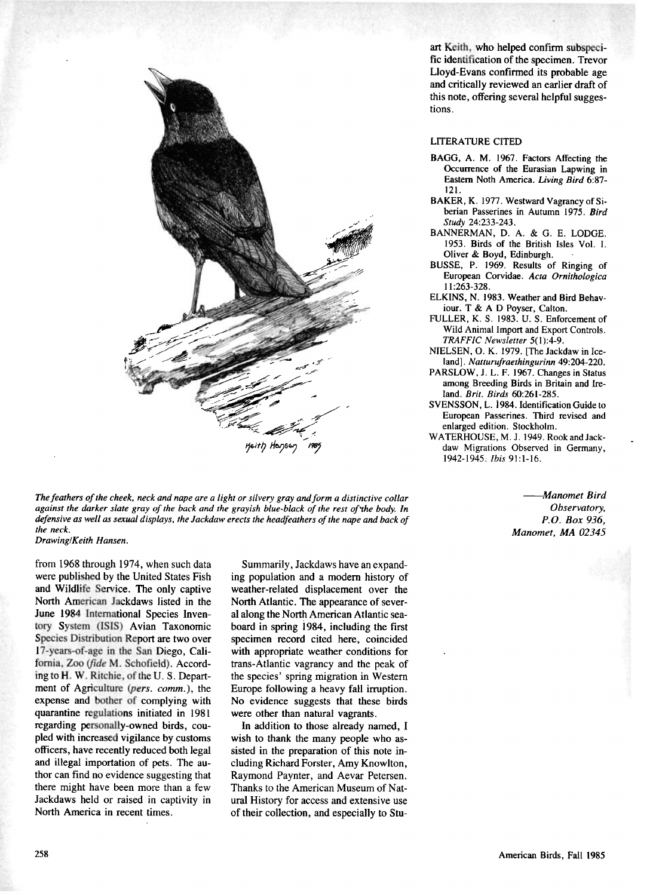*The feathers of the cheek, neck and nape are a light or silvery gray and form a distinctive collar against the darker slate gray of the back and the grayish blue-black of the rest of the body. In defensive as well as sexual displays, the Jackdaw erects the headfeathers of the nape and back of the neck.*
*Drawing/Keith Hansen.*

from 1968 through 1974, when such data were published by the United States Fish and Wildlife Service. The only captive North American Jackdaws listed in the June 1984 International Species Inventory System (ISIS) Avian Taxonomic Species Distribution Report are two over 17-years-of-age in the San Diego, California, Zoo (*fide* M. Schofield). According to H. W. Ritchie, of the U. S. Department of Agriculture (*pers. comm.*), the expense and bother of complying with quarantine regulations initiated in 1981 regarding personally-owned birds, coupled with increased vigilance by customs officers, have recently reduced both legal and illegal importation of pets. The author can find no evidence suggesting that there might have been more than a few Jackdaws held or raised in captivity in North America in recent times.

Summarily, Jackdaws have an expanding population and a modern history of weather-related displacement over the North Atlantic. The appearance of several along the North American Atlantic seaboard in spring 1984, including the first specimen record cited here, coincided with appropriate weather conditions for trans-Atlantic vagrancy and the peak of the species' spring migration in Western Europe following a heavy fall irruption. No evidence suggests that these birds were other than natural vagrants.

In addition to those already named, I wish to thank the many people who assisted in the preparation of this note including Richard Forster, Amy Knowlton, Raymond Paynter, and Aevar Petersen. Thanks to the American Museum of Natural History for access and extensive use of their collection, and especially to Stuart Keith, who helped confirm subspecific identification of the specimen. Trevor Lloyd-Evans confirmed its probable age and critically reviewed an earlier draft of this note, offering several helpful suggestions.

## LITERATURE CITED

BAGG, A. M. 1967. Factors Affecting the Occurrence of the Eurasian Lapwing in Eastern Noth America. *Living Bird* 6:87-121.

BAKER, K. 1977. Westward Vagrancy of Siberian Passerines in Autumn 1975. *Bird Study* 24:233-243.

BANNERMAN, D. A. & G. E. LODGE. 1953. Birds of the British Isles Vol. I. Oliver & Boyd, Edinburgh.

BUSSE, P. 1969. Results of Ringing of European Corvidae. *Acta Ornithologica* 11:263-328.

ELKINS, N. 1983. Weather and Bird Behaviour. T & A D Poyser, Calton.

FULLER, K. S. 1983. U. S. Enforcement of Wild Animal Import and Export Controls. *TRAFFIC Newsletter* 5(1):4-9.

NIELSEN, O. K. 1979. [The Jackdaw in Iceland]. *Natturufraethingurinn* 49:204-220.

PARSLOW, J. L. F. 1967. Changes in Status among Breeding Birds in Britain and Ireland. *Brit. Birds* 60:261-285.

SVENSSON, L. 1984. Identification Guide to European Passerines. Third revised and enlarged edition. Stockholm.

WATERHOUSE, M. J. 1949. Rook and Jackdaw Migrations Observed in Germany, 1942-1945. *Ibis* 91:1-16.

—*Manomet Bird Observatory, P.O. Box 936, Manomet, MA 02345*